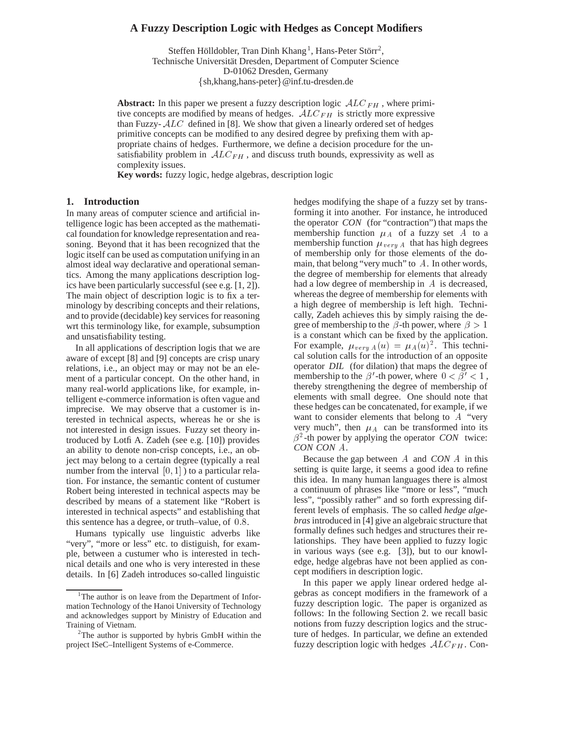# A Fuzzy Description Logic with Hedges as Concept Modifiers

Steffen Hölldobler, Tran Dinh Khang[1], Hans-Peter Störr[2],
Technische Universität Dresden, Department of Computer Science
D-01062 Dresden, Germany
{sh,khang,hans-peter}@inf.tu-dresden.de

**Abstract:** In this paper we present a fuzzy description logic $\mathcal{ALC}_{FH}$, where primitive concepts are modified by means of hedges. $\mathcal{ALC}_{FH}$ is strictly more expressive than Fuzzy-$\mathcal{ALC}$ defined in [8]. We show that given a linearly ordered set of hedges primitive concepts can be modified to any desired degree by prefixing them with appropriate chains of hedges. Furthermore, we define a decision procedure for the unsatisfiability problem in $\mathcal{ALC}_{FH}$, and discuss truth bounds, expressivity as well as complexity issues.

**Key words:** fuzzy logic, hedge algebras, description logic

## 1. Introduction

In many areas of computer science and artificial intelligence logic has been accepted as the mathematical foundation for knowledge representation and reasoning. Beyond that it has been recognized that the logic itself can be used as computation unifying in an almost ideal way declarative and operational semantics. Among the many applications description logics have been particularly successful (see e.g. [1, 2]). The main object of description logic is to fix a terminology by describing concepts and their relations, and to provide (decidable) key services for reasoning wrt this terminology like, for example, subsumption and unsatisfiability testing.

In all applications of description logis that we are aware of except [8] and [9] concepts are crisp unary relations, i.e., an object may or may not be an element of a particular concept. On the other hand, in many real-world applications like, for example, intelligent e-commerce information is often vague and imprecise. We may observe that a customer is interested in technical aspects, whereas he or she is not interested in design issues. Fuzzy set theory introduced by Lotfi A. Zadeh (see e.g. [10]) provides an ability to denote non-crisp concepts, i.e., an object may belong to a certain degree (typically a real number from the interval $[0, 1]$) to a particular relation. For instance, the semantic content of custumer Robert being interested in technical aspects may be described by means of a statement like "Robert is interested in technical aspects" and establishing that this sentence has a degree, or truth–value, of $0.8$.

Humans typically use linguistic adverbs like "very", "more or less" etc. to distiguish, for example, between a custumer who is interested in technical details and one who is very interested in these details. In [6] Zadeh introduces so-called linguistic hedges modifying the shape of a fuzzy set by transforming it into another. For instance, he introduced the operator *CON* (for "contraction") that maps the membership function $\mu_A$ of a fuzzy set $A$ to a membership function $\mu_{very\ A}$ that has high degrees of membership only for those elements of the domain, that belong "very much" to $A$. In other words, the degree of membership for elements that already had a low degree of membership in $A$ is decreased, whereas the degree of membership for elements with a high degree of membership is left high. Technically, Zadeh achieves this by simply raising the degree of membership to the $\beta$-th power, where $\beta > 1$ is a constant which can be fixed by the application. For example, $\mu_{very\ A}(u) = \mu_A(u)^2$. This technical solution calls for the introduction of an opposite operator *DIL* (for dilation) that maps the degree of membership to the $\beta'$-th power, where $0 < \beta' < 1$, thereby strengthening the degree of membership of elements with small degree. One should note that these hedges can be concatenated, for example, if we want to consider elements that belong to $A$ "very very much", then $\mu_A$ can be transformed into its $\beta^2$-th power by applying the operator *CON* twice: *CON CON* $A$.

Because the gap between $A$ and *CON* $A$ in this setting is quite large, it seems a good idea to refine this idea. In many human languages there is almost a continuum of phrases like "more or less", "much less", "possibly rather" and so forth expressing different levels of emphasis. The so called *hedge algebras* introduced in [4] give an algebraic structure that formally defines such hedges and structures their relationships. They have been applied to fuzzy logic in various ways (see e.g. [3]), but to our knowledge, hedge algebras have not been applied as concept modifiers in description logic.

In this paper we apply linear ordered hedge algebras as concept modifiers in the framework of a fuzzy description logic. The paper is organized as follows: In the following Section 2. we recall basic notions from fuzzy description logics and the structure of hedges. In particular, we define an extended fuzzy description logic with hedges $\mathcal{ALC}_{FH}$. Con-

[1] The author is on leave from the Department of Information Technology of the Hanoi University of Technology and acknowledges support by Ministry of Education and Training of Vietnam.

[2] The author is supported by hybris GmbH within the project ISeC–Intelligent Systems of e-Commerce.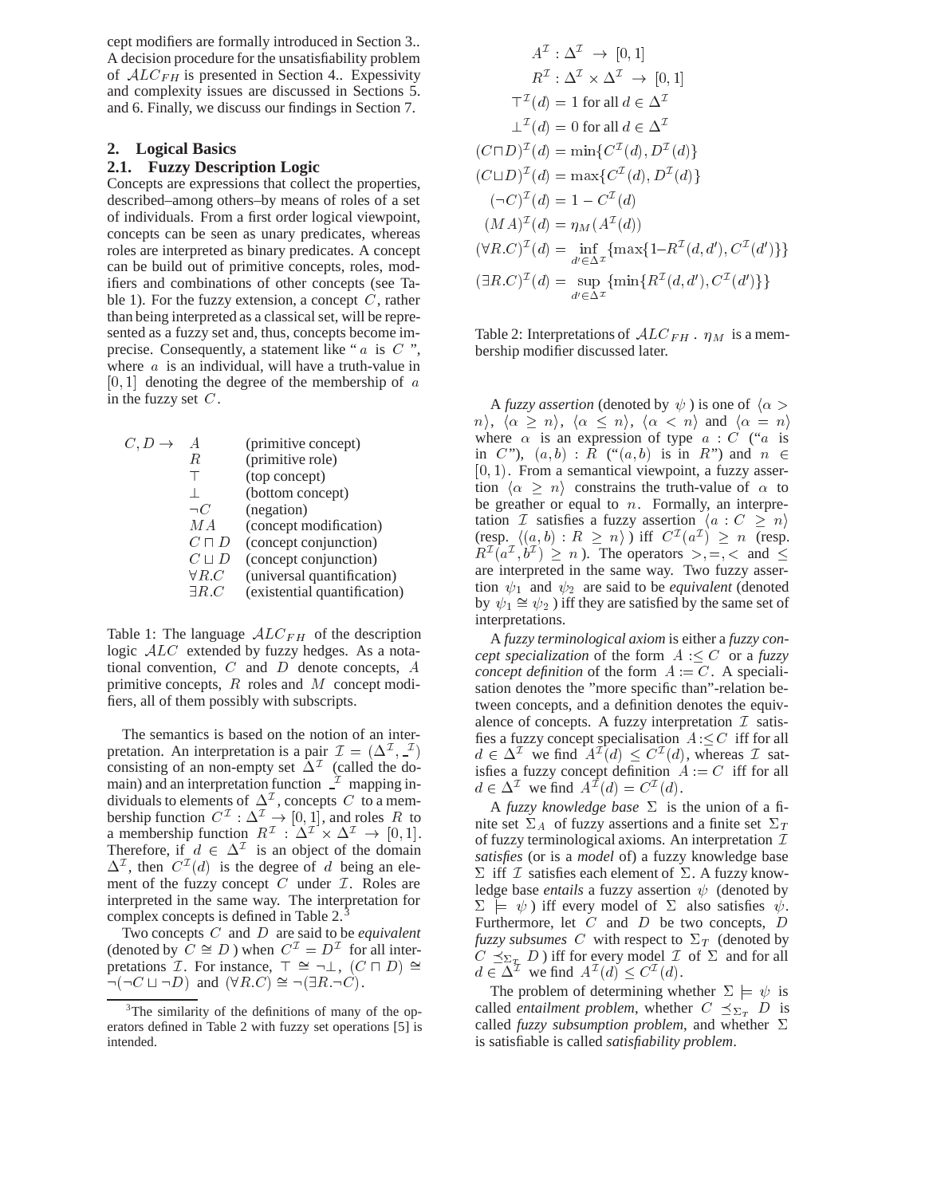cept modifiers are formally introduced in Section 3.. A decision procedure for the unsatisfiability problem of $\mathcal{ALC}_{FH}$ is presented in Section 4.. Expessivity and complexity issues are discussed in Sections 5. and 6. Finally, we discuss our findings in Section 7.

## 2. Logical Basics

### 2.1. Fuzzy Description Logic

Concepts are expressions that collect the properties, described–among others–by means of roles of a set of individuals. From a first order logical viewpoint, concepts can be seen as unary predicates, whereas roles are interpreted as binary predicates. A concept can be build out of primitive concepts, roles, modifiers and combinations of other concepts (see Table 1). For the fuzzy extension, a concept $C$, rather than being interpreted as a classical set, will be represented as a fuzzy set and, thus, concepts become imprecise. Consequently, a statement like "$a$ is $C$", where $a$ is an individual, will have a truth-value in $[0,1]$ denoting the degree of the membership of $a$ in the fuzzy set $C$.

| | | |
|---|---|---|
| $C, D \rightarrow$ | $A$ | (primitive concept) |
| | $R$ | (primitive role) |
| | $\top$ | (top concept) |
| | $\bot$ | (bottom concept) |
| | $\neg C$ | (negation) |
| | $MA$ | (concept modification) |
| | $C \sqcap D$ | (concept conjunction) |
| | $C \sqcup D$ | (concept conjunction) |
| | $\forall R.C$ | (universal quantification) |
| | $\exists R.C$ | (existential quantification) |

Table 1: The language $\mathcal{ALC}_{FH}$ of the description logic $\mathcal{ALC}$ extended by fuzzy hedges. As a notational convention, $C$ and $D$ denote concepts, $A$ primitive concepts, $R$ roles and $M$ concept modifiers, all of them possibly with subscripts.

The semantics is based on the notion of an interpretation. An interpretation is a pair $\mathcal{I} = (\Delta^{\mathcal{I}}, \cdot^{\mathcal{I}})$ consisting of an non-empty set $\Delta^{\mathcal{I}}$ (called the domain) and an interpretation function $\cdot^{\mathcal{I}}$ mapping individuals to elements of $\Delta^{\mathcal{I}}$, concepts $C$ to a membership function $C^{\mathcal{I}} : \Delta^{\mathcal{I}} \rightarrow [0,1]$, and roles $R$ to a membership function $R^{\mathcal{I}} : \Delta^{\mathcal{I}} \times \Delta^{\mathcal{I}} \rightarrow [0,1]$. Therefore, if $d \in \Delta^{\mathcal{I}}$ is an object of the domain $\Delta^{\mathcal{I}}$, then $C^{\mathcal{I}}(d)$ is the degree of $d$ being an element of the fuzzy concept $C$ under $\mathcal{I}$. Roles are interpreted in the same way. The interpretation for complex concepts is defined in Table 2.[3]

Two concepts $C$ and $D$ are said to be *equivalent* (denoted by $C \cong D$) when $C^{\mathcal{I}} = D^{\mathcal{I}}$ for all interpretations $\mathcal{I}$. For instance, $\top \cong \neg\bot$, $(C \sqcap D) \cong \neg(\neg C \sqcup \neg D)$ and $(\forall R.C) \cong \neg(\exists R.\neg C)$.

[3] The similarity of the definitions of many of the operators defined in Table 2 with fuzzy set operations [5] is intended.

$$
\begin{aligned}
A^{\mathcal{I}} &: \Delta^{\mathcal{I}} \rightarrow [0,1] \\
R^{\mathcal{I}} &: \Delta^{\mathcal{I}} \times \Delta^{\mathcal{I}} \rightarrow [0,1] \\
\top^{\mathcal{I}}(d) &= 1 \text{ for all } d \in \Delta^{\mathcal{I}} \\
\bot^{\mathcal{I}}(d) &= 0 \text{ for all } d \in \Delta^{\mathcal{I}} \\
(C \sqcap D)^{\mathcal{I}}(d) &= \min\{C^{\mathcal{I}}(d), D^{\mathcal{I}}(d)\} \\
(C \sqcup D)^{\mathcal{I}}(d) &= \max\{C^{\mathcal{I}}(d), D^{\mathcal{I}}(d)\} \\
(\neg C)^{\mathcal{I}}(d) &= 1 - C^{\mathcal{I}}(d) \\
(MA)^{\mathcal{I}}(d) &= \eta_M(A^{\mathcal{I}}(d)) \\
(\forall R.C)^{\mathcal{I}}(d) &= \inf_{d' \in \Delta^{\mathcal{I}}} \{\max\{1 - R^{\mathcal{I}}(d,d'), C^{\mathcal{I}}(d')\}\} \\
(\exists R.C)^{\mathcal{I}}(d) &= \sup_{d' \in \Delta^{\mathcal{I}}} \{\min\{R^{\mathcal{I}}(d,d'), C^{\mathcal{I}}(d')\}\}
\end{aligned}
$$

Table 2: Interpretations of $\mathcal{ALC}_{FH}$. $\eta_M$ is a membership modifier discussed later.

A *fuzzy assertion* (denoted by $\psi$) is one of $\langle \alpha > n \rangle$, $\langle \alpha \geq n \rangle$, $\langle \alpha \leq n \rangle$, $\langle \alpha < n \rangle$ and $\langle \alpha = n \rangle$ where $\alpha$ is an expression of type $a : C$ ("$a$ is in $C$"), $(a, b) : R$ ("$(a, b)$ is in $R$") and $n \in [0,1)$. From a semantical viewpoint, a fuzzy assertion $\langle \alpha \geq n \rangle$ constrains the truth-value of $\alpha$ to be greather or equal to $n$. Formally, an interpretation $\mathcal{I}$ satisfies a fuzzy assertion $\langle a : C \geq n \rangle$ (resp. $\langle (a, b) : R \geq n \rangle$) iff $C^{\mathcal{I}}(a^{\mathcal{I}}) \geq n$ (resp. $R^{\mathcal{I}}(a^{\mathcal{I}}, b^{\mathcal{I}}) \geq n$). The operators $>, =, <$ and $\leq$ are interpreted in the same way. Two fuzzy assertion $\psi_1$ and $\psi_2$ are said to be *equivalent* (denoted by $\psi_1 \cong \psi_2$) iff they are satisfied by the same set of interpretations.

A *fuzzy terminological axiom* is either a *fuzzy concept specialization* of the form $A :\leq C$ or a *fuzzy concept definition* of the form $A := C$. A specialisation denotes the "more specific than"-relation between concepts, and a definition denotes the equivalence of concepts. A fuzzy interpretation $\mathcal{I}$ satisfies a fuzzy concept specialisation $A :\leq C$ iff for all $d \in \Delta^{\mathcal{I}}$ we find $A^{\mathcal{I}}(d) \leq C^{\mathcal{I}}(d)$, whereas $\mathcal{I}$ satisfies a fuzzy concept definition $A := C$ iff for all $d \in \Delta^{\mathcal{I}}$ we find $A^{\mathcal{I}}(d) = C^{\mathcal{I}}(d)$.

A *fuzzy knowledge base* $\Sigma$ is the union of a finite set $\Sigma_A$ of fuzzy assertions and a finite set $\Sigma_T$ of fuzzy terminological axioms. An interpretation $\mathcal{I}$ *satisfies* (or is a *model* of) a fuzzy knowledge base $\Sigma$ iff $\mathcal{I}$ satisfies each element of $\Sigma$. A fuzzy knowledge base *entails* a fuzzy assertion $\psi$ (denoted by $\Sigma \models \psi$) iff every model of $\Sigma$ also satisfies $\psi$. Furthermore, let $C$ and $D$ be two concepts, $D$ *fuzzy subsumes* $C$ with respect to $\Sigma_T$ (denoted by $C \preceq_{\Sigma_T} D$) iff for every model $\mathcal{I}$ of $\Sigma$ and for all $d \in \Delta^{\mathcal{I}}$ we find $A^{\mathcal{I}}(d) \leq C^{\mathcal{I}}(d)$.

The problem of determining whether $\Sigma \models \psi$ is called *entailment problem*, whether $C \preceq_{\Sigma_T} D$ is called *fuzzy subsumption problem*, and whether $\Sigma$ is satisfiable is called *satisfiability problem*.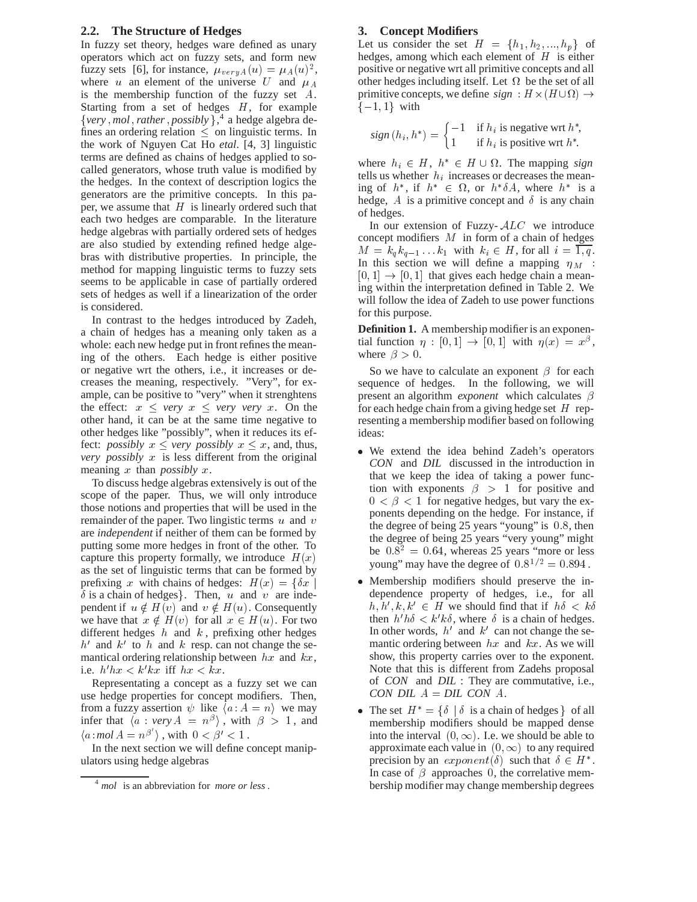## 2.2. The Structure of Hedges

In fuzzy set theory, hedges ware defined as unary operators which act on fuzzy sets, and form new fuzzy sets [6], for instance, $\mu_{very A}(u) = \mu_A(u)^2$, where $u$ an element of the universe $U$ and $\mu_A$ is the membership function of the fuzzy set $A$. Starting from a set of hedges $H$, for example $\{$*very* , *mol* , *rather* , *possibly* $\}$,[4] a hedge algebra defines an ordering relation $\leq$ on linguistic terms. In the work of Nguyen Cat Ho *etal*. [4, 3] linguistic terms are defined as chains of hedges applied to so-called generators, whose truth value is modified by the hedges. In the context of description logics the generators are the primitive concepts. In this paper, we assume that $H$ is linearly ordered such that each two hedges are comparable. In the literature hedge algebras with partially ordered sets of hedges are also studied by extending refined hedge algebras with distributive properties. In principle, the method for mapping linguistic terms to fuzzy sets seems to be applicable in case of partially ordered sets of hedges as well if a linearization of the order is considered.

In contrast to the hedges introduced by Zadeh, a chain of hedges has a meaning only taken as a whole: each new hedge put in front refines the meaning of the others. Each hedge is either positive or negative wrt the others, i.e., it increases or decreases the meaning, respectively. "Very", for example, can be positive to "very" when it strenghtens the effect: $x \leq$ *very* $x \leq$ *very very* $x$. On the other hand, it can be at the same time negative to other hedges like "possibly", when it reduces its effect: *possibly* $x \leq$ *very possibly* $x \leq x$, and, thus, *very possibly* $x$ is less different from the original meaning $x$ than *possibly* $x$.

To discuss hedge algebras extensively is out of the scope of the paper. Thus, we will only introduce those notions and properties that will be used in the remainder of the paper. Two lingistic terms $u$ and $v$ are *independent* if neither of them can be formed by putting some more hedges in front of the other. To capture this property formally, we introduce $H(x)$ as the set of linguistic terms that can be formed by prefixing $x$ with chains of hedges: $H(x) = \{\delta x \mid \delta$ is a chain of hedges$\}$. Then, $u$ and $v$ are independent if $u \notin H(v)$ and $v \notin H(u)$. Consequently we have that $x \notin H(v)$ for all $x \in H(u)$. For two different hedges $h$ and $k$, prefixing other hedges $h'$ and $k'$ to $h$ and $k$ resp. can not change the semantical ordering relationship between $hx$ and $kx$, i.e. $h'hx < k'kx$ iff $hx < kx$.

Representating a concept as a fuzzy set we can use hedge properties for concept modifiers. Then, from a fuzzy assertion $\psi$ like $\langle a : A = n\rangle$ we may infer that $\langle a : \textit{very}\, A = n^{\beta}\rangle$, with $\beta > 1$, and $\langle a : \textit{mol}\, A = n^{\beta'}\rangle$, with $0 < \beta' < 1$.

In the next section we will define concept manipulators using hedge algebras

[4] *mol* is an abbreviation for *more or less* .

## 3. Concept Modifiers

Let us consider the set $H = \{h_1, h_2, ..., h_p\}$ of hedges, among which each element of $H$ is either positive or negative wrt all primitive concepts and all other hedges including itself. Let $\Omega$ be the set of all primitive concepts, we define *sign* $: H \times (H \cup \Omega) \rightarrow \{-1, 1\}$ with

$$\textit{sign}\,(h_i, h^*) = \begin{cases} -1 & \text{if } h_i \text{ is negative wrt } h^*, \\ 1 & \text{if } h_i \text{ is positive wrt } h^*. \end{cases}$$

where $h_i \in H$, $h^* \in H \cup \Omega$. The mapping *sign* tells us whether $h_i$ increases or decreases the meaning of $h^*$, if $h^* \in \Omega$, or $h^*\delta A$, where $h^*$ is a hedge, $A$ is a primitive concept and $\delta$ is any chain of hedges.

In our extension of Fuzzy-$\mathcal{ALC}$ we introduce concept modifiers $M$ in form of a chain of hedges $M = k_q k_{q-1} \ldots k_1$ with $k_i \in H$, for all $i = \overline{1,q}$. In this section we will define a mapping $\eta_M : [0,1] \rightarrow [0,1]$ that gives each hedge chain a meaning within the interpretation defined in Table 2. We will follow the idea of Zadeh to use power functions for this purpose.

**Definition 1.** A membership modifier is an exponential function $\eta : [0,1] \rightarrow [0,1]$ with $\eta(x) = x^{\beta}$, where $\beta > 0$.

So we have to calculate an exponent $\beta$ for each sequence of hedges. In the following, we will present an algorithm *exponent* which calculates $\beta$ for each hedge chain from a giving hedge set $H$ representing a membership modifier based on following ideas:

- We extend the idea behind Zadeh's operators *CON* and *DIL* discussed in the introduction in that we keep the idea of taking a power function with exponents $\beta > 1$ for positive and $0 < \beta < 1$ for negative hedges, but vary the exponents depending on the hedge. For instance, if the degree of being 25 years "young" is $0.8$, then the degree of being 25 years "very young" might be $0.8^2 = 0.64$, whereas 25 years "more or less young" may have the degree of $0.8^{1/2} = 0.894$ .
- Membership modifiers should preserve the independence property of hedges, i.e., for all $h, h', k, k' \in H$ we should find that if $h\delta < k\delta$ then $h'h\delta < k'k\delta$, where $\delta$ is a chain of hedges. In other words, $h'$ and $k'$ can not change the semantic ordering between $hx$ and $kx$. As we will show, this property carries over to the exponent. Note that this is different from Zadehs proposal of *CON* and *DIL* : They are commutative, i.e., *CON DIL* $A$ = *DIL CON* $A$.
- The set $H^* = \{\delta \mid \delta$ is a chain of hedges$\}$ of all membership modifiers should be mapped dense into the interval $(0, \infty)$. I.e. we should be able to approximate each value in $(0, \infty)$ to any required precision by an $exponent(\delta)$ such that $\delta \in H^*$. In case of $\beta$ approaches $0$, the correlative membership modifier may change membership degrees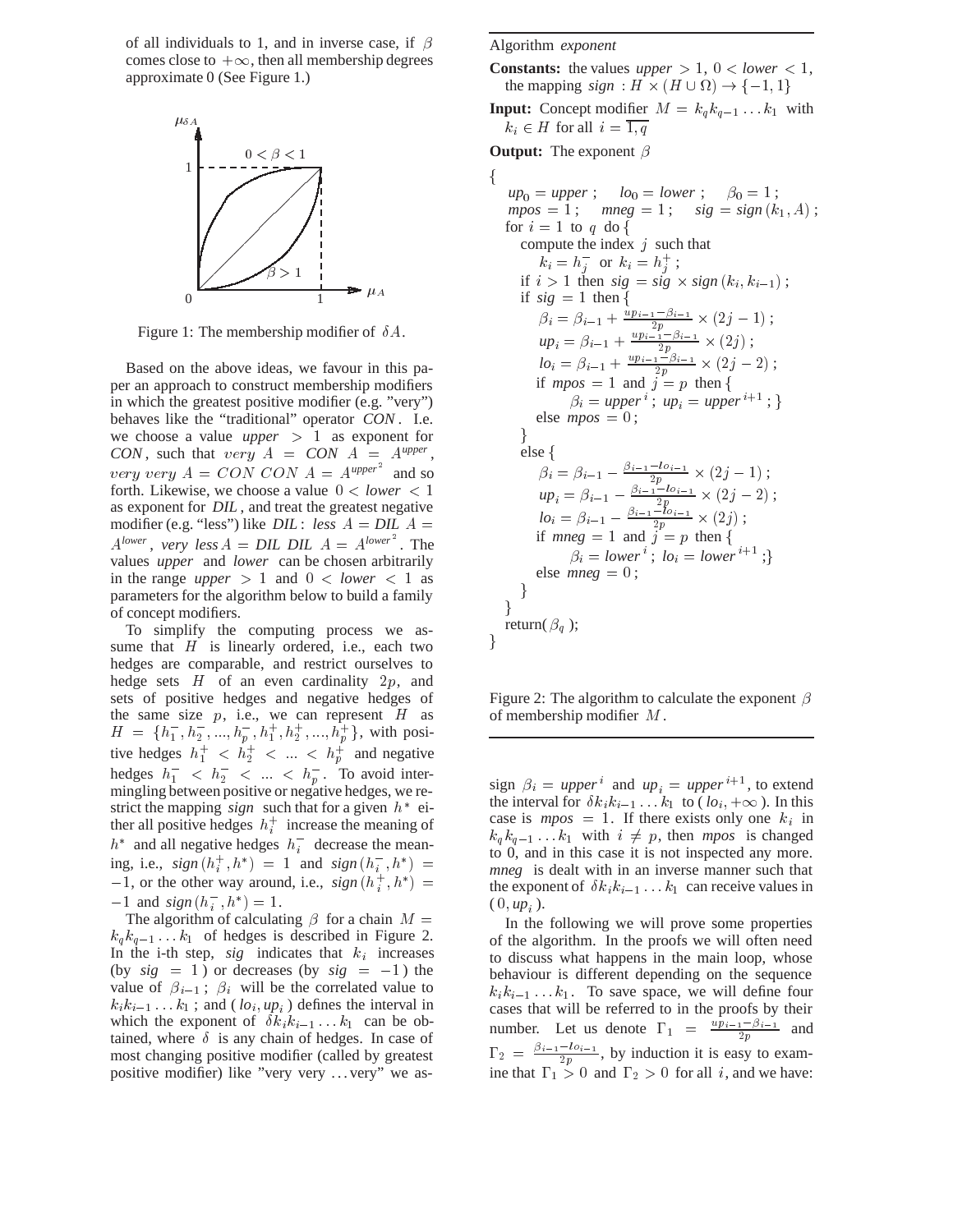of all individuals to 1, and in inverse case, if $\beta$ comes close to $+\infty$, then all membership degrees approximate 0 (See Figure 1.)

$\mu_{\delta A}$

$0 < \beta < 1$

1

$\beta > 1$

0

1

$\mu_A$

Figure 1: The membership modifier of $\delta A$.

Based on the above ideas, we favour in this paper an approach to construct membership modifiers in which the greatest positive modifier (e.g. "very") behaves like the "traditional" operator *CON*. I.e. we choose a value $upper > 1$ as exponent for *CON*, such that $very\ A = CON\ A = A^{upper}$, $very\ very\ A = CON\ CON\ A = A^{upper^2}$ and so forth. Likewise, we choose a value $0 < lower < 1$ as exponent for *DIL*, and treat the greatest negative modifier (e.g. "less") like *DIL*: $less\ A = DIL\ A = A^{lower}$, $very\ less\ A = DIL\ DIL\ A = A^{lower^2}$. The values *upper* and *lower* can be chosen arbitrarily in the range $upper > 1$ and $0 < lower < 1$ as parameters for the algorithm below to build a family of concept modifiers.

To simplify the computing process we assume that $H$ is linearly ordered, i.e., each two hedges are comparable, and restrict ourselves to hedge sets $H$ of an even cardinality $2p$, and sets of positive hedges and negative hedges of the same size $p$, i.e., we can represent $H$ as $H = \{h_1^-, h_2^-, ..., h_p^-, h_1^+, h_2^+, ..., h_p^+\}$, with positive hedges $h_1^+ < h_2^+ < ... < h_p^+$ and negative hedges $h_1^- < h_2^- < ... < h_p^-$. To avoid intermingling between positive or negative hedges, we restrict the mapping *sign* such that for a given $h^*$ either all positive hedges $h_i^+$ increase the meaning of $h^*$ and all negative hedges $h_i^-$ decrease the meaning, i.e., $sign(h_i^+, h^*) = 1$ and $sign(h_i^-, h^*) = -1$, or the other way around, i.e., $sign(h_i^+, h^*) = -1$ and $sign(h_i^-, h^*) = 1$.

The algorithm of calculating $\beta$ for a chain $M = k_q k_{q-1} \dots k_1$ of hedges is described in Figure 2. In the i-th step, *sig* indicates that $k_i$ increases (by $sig = 1$) or decreases (by $sig = -1$) the value of $\beta_{i-1}$; $\beta_i$ will be the correlated value to $k_i k_{i-1} \dots k_1$; and $(lo_i, up_i)$ defines the interval in which the exponent of $\delta k_i k_{i-1} \dots k_1$ can be obtained, where $\delta$ is any chain of hedges. In case of most changing positive modifier (called by greatest positive modifier) like "very very ... very" we assign $\beta_i = upper^i$ and $up_i = upper^{i+1}$, to extend the interval for $\delta k_i k_{i-1} \dots k_1$ to $(lo_i, +\infty)$. In this case is $mpos = 1$. If there exists only one $k_i$ in $k_q k_{q-1} \dots k_1$ with $i \neq p$, then *mpos* is changed to 0, and in this case it is not inspected any more. *mneg* is dealt with in an inverse manner such that the exponent of $\delta k_i k_{i-1} \dots k_1$ can receive values in $(0, up_i)$.

In the following we will prove some properties of the algorithm. In the proofs we will often need to discuss what happens in the main loop, whose behaviour is different depending on the sequence $k_i k_{i-1} \dots k_1$. To save space, we will define four cases that will be referred to in the proofs by their number. Let us denote $\Gamma_1 = \frac{up_{i-1} - \beta_{i-1}}{2p}$ and $\Gamma_2 = \frac{\beta_{i-1} - lo_{i-1}}{2p}$, by induction it is easy to examine that $\Gamma_1 > 0$ and $\Gamma_2 > 0$ for all $i$, and we have:

---

Algorithm *exponent*

**Constants:** the values $upper > 1$, $0 < lower < 1$, the mapping $sign : H \times (H \cup \Omega) \to \{-1, 1\}$

**Input:** Concept modifier $M = k_q k_{q-1} \dots k_1$ with $k_i \in H$ for all $i = \overline{1, q}$

**Output:** The exponent $\beta$

```
{
  up_0 = upper ;   lo_0 = lower ;   β_0 = 1 ;
  mpos = 1 ;   mneg = 1 ;   sig = sign(k_1, A) ;
  for i = 1 to q do {
    compute the index j such that
        k_i = h_j^-  or  k_i = h_j^+ ;
    if i > 1 then sig = sig × sign(k_i, k_{i-1}) ;
    if sig = 1 then {
        β_i = β_{i-1} + (up_{i-1} - β_{i-1})/(2p) × (2j - 1) ;
        up_i = β_{i-1} + (up_{i-1} - β_{i-1})/(2p) × (2j) ;
        lo_i = β_{i-1} + (up_{i-1} - β_{i-1})/(2p) × (2j - 2) ;
        if mpos = 1 and j = p then {
            β_i = upper^i ; up_i = upper^(i+1) ; }
        else mpos = 0 ;
    }
    else {
        β_i = β_{i-1} - (β_{i-1} - lo_{i-1})/(2p) × (2j - 1) ;
        up_i = β_{i-1} - (β_{i-1} - lo_{i-1})/(2p) × (2j - 2) ;
        lo_i = β_{i-1} - (β_{i-1} - lo_{i-1})/(2p) × (2j) ;
        if mneg = 1 and j = p then {
            β_i = lower^i ; lo_i = lower^(i+1) ;}
        else mneg = 0 ;
    }
  }
  return(β_q );
}
```

Figure 2: The algorithm to calculate the exponent $\beta$ of membership modifier $M$.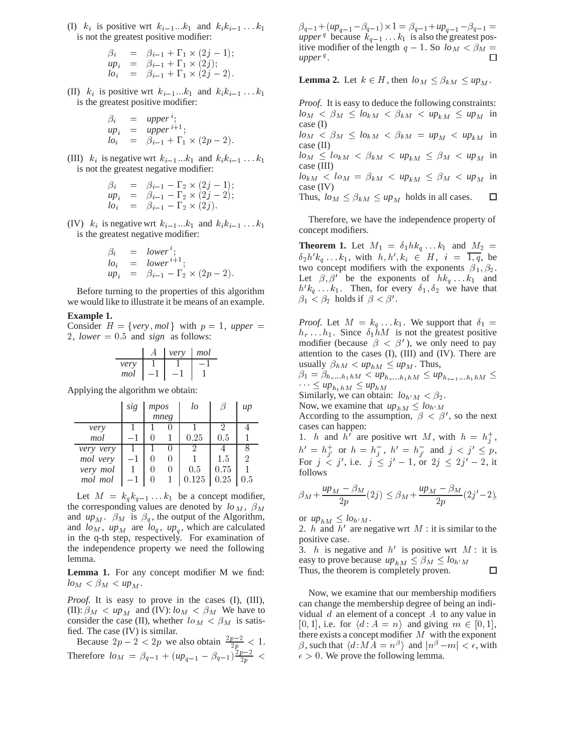(I) $k_i$ is positive wrt $k_{i-1}...k_1$ and $k_i k_{i-1} \dots k_1$ is not the greatest positive modifier:

$$\begin{aligned} \beta_i &= \beta_{i-1} + \Gamma_1 \times (2j-1); \\ up_i &= \beta_{i-1} + \Gamma_1 \times (2j); \\ lo_i &= \beta_{i-1} + \Gamma_1 \times (2j-2). \end{aligned}$$

(II) $k_i$ is positive wrt $k_{i-1}...k_1$ and $k_i k_{i-1} \dots k_1$ is the greatest positive modifier:

$$\begin{aligned} \beta_i &= upper^{\,i}; \\ up_i &= upper^{\,i+1}; \\ lo_i &= \beta_{i-1} + \Gamma_1 \times (2p-2). \end{aligned}$$

(III) $k_i$ is negative wrt $k_{i-1}...k_1$ and $k_i k_{i-1} \dots k_1$ is not the greatest negative modifier:

$$\begin{aligned} \beta_i &= \beta_{i-1} - \Gamma_2 \times (2j-1); \\ up_i &= \beta_{i-1} - \Gamma_2 \times (2j-2); \\ lo_i &= \beta_{i-1} - \Gamma_2 \times (2j). \end{aligned}$$

(IV) $k_i$ is negative wrt $k_{i-1}...k_1$ and $k_i k_{i-1} \dots k_1$ is the greatest negative modifier:

$$\begin{aligned} \beta_i &= lower^{\,i}; \\ lo_i &= lower^{\,i+1}; \\ up_i &= \beta_{i-1} - \Gamma_2 \times (2p-2). \end{aligned}$$

Before turning to the properties of this algorithm we would like to illustrate it be means of an example.

**Example 1.**
Consider $H = \{very, mol\}$ with $p = 1$, $upper = 2$, $lower = 0.5$ and $sign$ as follows:

| | $A$ | $very$ | $mol$ |
|---|---|---|---|
| $very$ | 1 | 1 | $-1$ |
| $mol$ | $-1$ | $-1$ | 1 |

Applying the algorithm we obtain:

| | $sig$ | $mpos$ | $mneg$ | $lo$ | $\beta$ | $up$ |
|---|---|---|---|---|---|---|
| $very$ | 1 | 1 | 0 | 1 | 2 | 4 |
| $mol$ | $-1$ | 0 | 1 | 0.25 | 0.5 | 1 |
| $very\ very$ | 1 | 1 | 0 | 2 | 4 | 8 |
| $mol\ very$ | $-1$ | 0 | 0 | 1 | 1.5 | 2 |
| $very\ mol$ | 1 | 0 | 0 | 0.5 | 0.75 | 1 |
| $mol\ mol$ | $-1$ | 0 | 1 | 0.125 | 0.25 | 0.5 |

Let $M = k_q k_{q-1} \dots k_1$ be a concept modifier, the corresponding values are denoted by $lo_M$, $\beta_M$ and $up_M$. $\beta_M$ is $\beta_q$, the output of the Algorithm, and $lo_M$, $up_M$ are $lo_q$, $up_q$, which are calculated in the q-th step, respectively. For examination of the independence property we need the following lemma.

**Lemma 1.** For any concept modifier M we find: $lo_M < \beta_M < up_M$.

*Proof.* It is easy to prove in the cases (I), (III), (II): $\beta_M < up_M$ and (IV): $lo_M < \beta_M$ We have to consider the case (II), whether $lo_M < \beta_M$ is satisfied. The case (IV) is similar.

Because $2p - 2 < 2p$ we also obtain $\frac{2p-2}{2p} < 1$. Therefore $lo_M = \beta_{q-1} + (up_{q-1} - \beta_{q-1})\frac{2p-2}{2p} < \beta_{q-1} + (up_{q-1} - \beta_{q-1}) \times 1 = \beta_{q-1} + up_{q-1} - \beta_{q-1} = upper^{\,q}$ because $k_{q-1} \dots k_1$ is also the greatest positive modifier of the length $q-1$. So $lo_M < \beta_M = upper^{\,q}$. □

**Lemma 2.** Let $k \in H$, then $lo_M \leq \beta_{kM} \leq up_M$.

*Proof.* It is easy to deduce the following constraints:
$lo_M < \beta_M \leq lo_{kM} < \beta_{kM} < up_{kM} \leq up_M$ in case (I)
$lo_M < \beta_M \leq lo_{kM} < \beta_{kM} = up_M < up_{kM}$ in case (II)
$lo_M \leq lo_{kM} < \beta_{kM} < up_{kM} \leq \beta_M < up_M$ in case (III)
$lo_{kM} < lo_M = \beta_{kM} < up_{kM} \leq \beta_M < up_M$ in case (IV)
Thus, $lo_M \leq \beta_{kM} \leq up_M$ holds in all cases. □

Therefore, we have the independence property of concept modifiers.

**Theorem 1.** Let $M_1 = \delta_1 h k_q \dots k_1$ and $M_2 = \delta_2 h' k_q \dots k_1$, with $h, h', k_i \in H$, $i = \overline{1, q}$, be two concept modifiers with the exponents $\beta_1, \beta_2$. Let $\beta, \beta'$ be the exponents of $hk_q \dots k_1$ and $h'k_q \dots k_1$. Then, for every $\delta_1, \delta_2$ we have that $\beta_1 < \beta_2$ holds if $\beta < \beta'$.

*Proof.* Let $M = k_q \dots k_1$. We support that $\delta_1 = h_r \dots h_1$. Since $\delta_1 hM$ is not the greatest positive modifier (because $\beta < \beta'$), we only need to pay attention to the cases (I), (III) and (IV). There are usually $\beta_{hM} < up_{hM} \leq up_M$. Thus,
$\beta_1 = \beta_{h_r \dots h_1 hM} < up_{h_r \dots h_1 hM} \leq up_{h_{r-1} \dots h_1 hM} \leq \dots \leq up_{h_1 hM} \leq up_{hM}$
Similarly, we can obtain: $lo_{h'M} < \beta_2$.
Now, we examine that $up_{hM} \leq lo_{h'M}$
According to the assumption, $\beta < \beta'$, so the next cases can happen:
1. $h$ and $h'$ are positive wrt $M$, with $h = h_j^+$, $h' = h_{j'}^+$ or $h = h_j^-$, $h' = h_{j'}^-$ and $j < j' \leq p$, For $j < j'$, i.e. $j \leq j' - 1$, or $2j \leq 2j' - 2$, it follows

$$\beta_M + \frac{up_M - \beta_M}{2p}(2j) \leq \beta_M + \frac{up_M - \beta_M}{2p}(2j' - 2),$$

or $up_{hM} \leq lo_{h'M}$.
2. $h$ and $h'$ are negative wrt $M$ : it is similar to the positive case.
3. $h$ is negative and $h'$ is positive wrt $M$: it is easy to prove because $up_{hM} \leq \beta_M \leq lo_{h'M}$
Thus, the theorem is completely proven. □

Now, we examine that our membership modifiers can change the membership degree of being an individual $d$ an element of a concept $A$ to any value in $[0, 1]$, i.e. for $\langle d : A = n \rangle$ and giving $m \in [0, 1]$, there exists a concept modifier $M$ with the exponent $\beta$, such that $\langle d : MA = n^{\beta} \rangle$ and $|n^{\beta} - m| < \epsilon$, with $\epsilon > 0$. We prove the following lemma.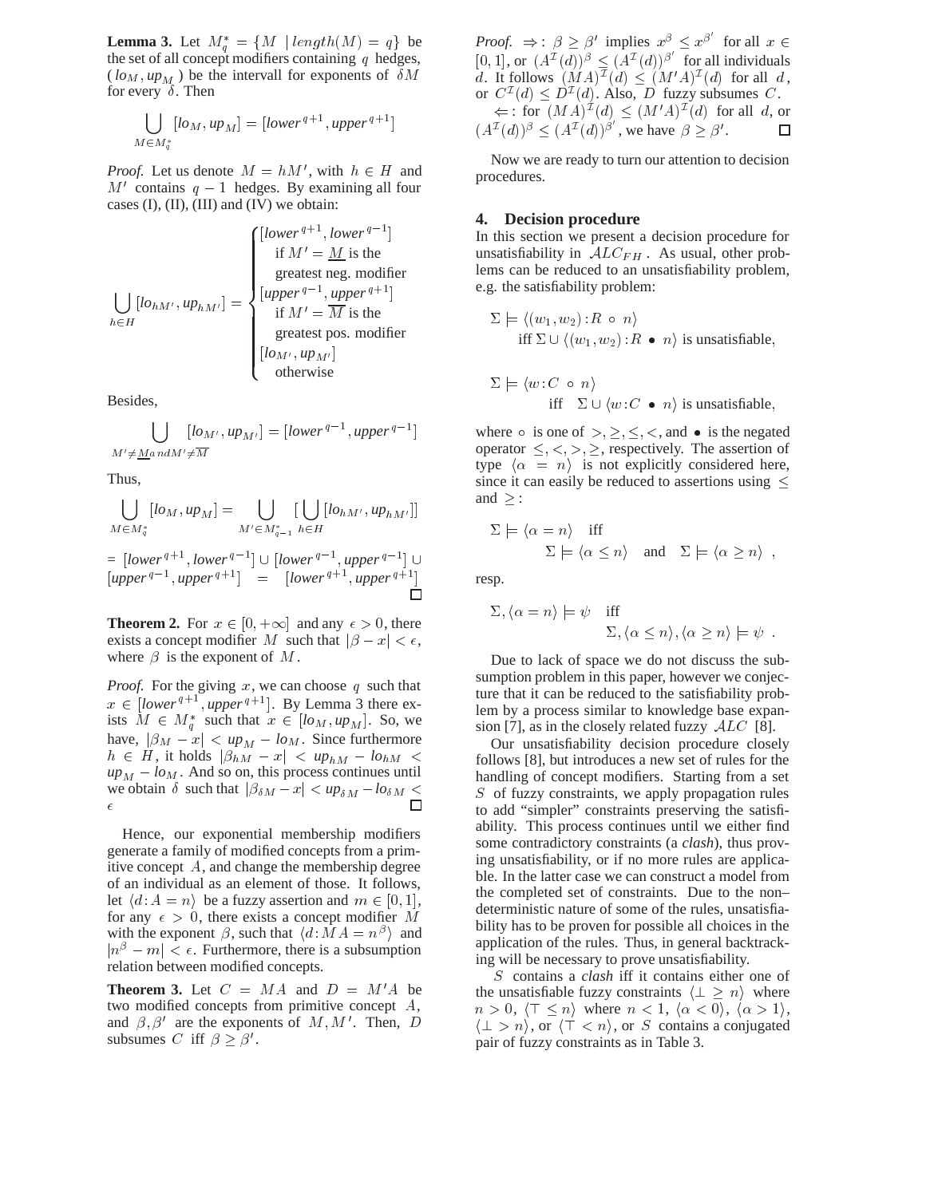**Lemma 3.** Let $M_q^* = \{M \mid length(M) = q\}$ be the set of all concept modifiers containing $q$ hedges, $(lo_M, up_M)$ be the intervall for exponents of $\delta M$ for every $\delta$. Then

$$\bigcup_{M \in M_q^*} [lo_M, up_M] = [lower^{q+1}, upper^{q+1}]$$

*Proof.* Let us denote $M = hM'$, with $h \in H$ and $M'$ contains $q-1$ hedges. By examining all four cases (I), (II), (III) and (IV) we obtain:

$$\bigcup_{h \in H} [lo_{hM'}, up_{hM'}] = \begin{cases} [lower^{q+1}, lower^{q-1}] \\ \quad \text{if } M' = \underline{M} \text{ is the} \\ \quad \text{greatest neg. modifier} \\ [upper^{q-1}, upper^{q+1}] \\ \quad \text{if } M' = \overline{M} \text{ is the} \\ \quad \text{greatest pos. modifier} \\ [lo_{M'}, up_{M'}] \\ \quad \text{otherwise} \end{cases}$$

Besides,

$$\bigcup_{M' \neq \underline{M} and M' \neq \overline{M}} [lo_{M'}, up_{M'}] = [lower^{q-1}, upper^{q-1}]$$

Thus,

$$\bigcup_{M \in M_q^*} [lo_M, up_M] = \bigcup_{M' \in M_{q-1}^*} [\bigcup_{h \in H} [lo_{hM'}, up_{hM'}]]$$

$= [lower^{q+1}, lower^{q-1}] \cup [lower^{q-1}, upper^{q-1}] \cup [upper^{q-1}, upper^{q+1}] = [lower^{q+1}, upper^{q+1}]$ □

**Theorem 2.** For $x \in [0, +\infty]$ and any $\epsilon > 0$, there exists a concept modifier $M$ such that $|\beta - x| < \epsilon$, where $\beta$ is the exponent of $M$.

*Proof.* For the giving $x$, we can choose $q$ such that $x \in [lower^{q+1}, upper^{q+1}]$. By Lemma 3 there exists $M \in M_q^*$ such that $x \in [lo_M, up_M]$. So, we have, $|\beta_M - x| < up_M - lo_M$. Since furthermore $h \in H$, it holds $|\beta_{hM} - x| < up_{hM} - lo_{hM} < up_M - lo_M$. And so on, this process continues until we obtain $\delta$ such that $|\beta_{\delta M} - x| < up_{\delta M} - lo_{\delta M} < \epsilon$ □

Hence, our exponential membership modifiers generate a family of modified concepts from a primitive concept $A$, and change the membership degree of an individual as an element of those. It follows, let $\langle d : A = n \rangle$ be a fuzzy assertion and $m \in [0, 1]$, for any $\epsilon > 0$, there exists a concept modifier $M$ with the exponent $\beta$, such that $\langle d : MA = n^\beta \rangle$ and $|n^\beta - m| < \epsilon$. Furthermore, there is a subsumption relation between modified concepts.

**Theorem 3.** Let $C = MA$ and $D = M'A$ be two modified concepts from primitive concept $A$, and $\beta, \beta'$ are the exponents of $M, M'$. Then, $D$ subsumes $C$ iff $\beta \geq \beta'$.

*Proof.* $\Rightarrow$: $\beta \geq \beta'$ implies $x^\beta \leq x^{\beta'}$ for all $x \in [0, 1]$, or $(A^{\mathcal{I}}(d))^\beta \leq (A^{\mathcal{I}}(d))^{\beta'}$ for all individuals $d$. It follows $(MA)^{\mathcal{I}}(d) \leq (M'A)^{\mathcal{I}}(d)$ for all $d$, or $C^{\mathcal{I}}(d) \leq D^{\mathcal{I}}(d)$. Also, $D$ fuzzy subsumes $C$.
$\Leftarrow$: for $(MA)^{\mathcal{I}}(d) \leq (M'A)^{\mathcal{I}}(d)$ for all $d$, or $(A^{\mathcal{I}}(d))^\beta \leq (A^{\mathcal{I}}(d))^{\beta'}$, we have $\beta \geq \beta'$. □

Now we are ready to turn our attention to decision procedures.

## 4. Decision procedure

In this section we present a decision procedure for unsatisfiability in $\mathcal{ALC}_{FH}$. As usual, other problems can be reduced to an unsatisfiability problem, e.g. the satisfiability problem:

$$\Sigma \models \langle (w_1, w_2) : R \circ n \rangle \quad \text{iff } \Sigma \cup \langle (w_1, w_2) : R \bullet n \rangle \text{ is unsatisfiable,}$$

$$\Sigma \models \langle w : C \circ n \rangle \quad \text{iff} \quad \Sigma \cup \langle w : C \bullet n \rangle \text{ is unsatisfiable,}$$

where $\circ$ is one of $>, \geq, \leq, <$, and $\bullet$ is the negated operator $\leq, <, >, \geq$, respectively. The assertion of type $\langle \alpha = n \rangle$ is not explicitly considered here, since it can easily be reduced to assertions using $\leq$ and $\geq$:

$$\Sigma \models \langle \alpha = n \rangle \quad \text{iff} \quad \Sigma \models \langle \alpha \leq n \rangle \quad \text{and} \quad \Sigma \models \langle \alpha \geq n \rangle \;,$$

resp.

$$\Sigma, \langle \alpha = n \rangle \models \psi \quad \text{iff} \quad \Sigma, \langle \alpha \leq n \rangle, \langle \alpha \geq n \rangle \models \psi \;.$$

Due to lack of space we do not discuss the subsumption problem in this paper, however we conjecture that it can be reduced to the satisfiability problem by a process similar to knowledge base expansion [7], as in the closely related fuzzy $\mathcal{ALC}$ [8].

Our unsatisfiability decision procedure closely follows [8], but introduces a new set of rules for the handling of concept modifiers. Starting from a set $S$ of fuzzy constraints, we apply propagation rules to add "simpler" constraints preserving the satisfiability. This process continues until we either find some contradictory constraints (a *clash*), thus proving unsatisfiability, or if no more rules are applicable. In the latter case we can construct a model from the completed set of constraints. Due to the non–deterministic nature of some of the rules, unsatisfiability has to be proven for possible all choices in the application of the rules. Thus, in general backtracking will be necessary to prove unsatisfiability.

$S$ contains a *clash* iff it contains either one of the unsatisfiable fuzzy constraints $\langle \bot \geq n \rangle$ where $n > 0$, $\langle \top \leq n \rangle$ where $n < 1$, $\langle \alpha < 0 \rangle$, $\langle \alpha > 1 \rangle$, $\langle \bot > n \rangle$, or $\langle \top < n \rangle$, or $S$ contains a conjugated pair of fuzzy constraints as in Table 3.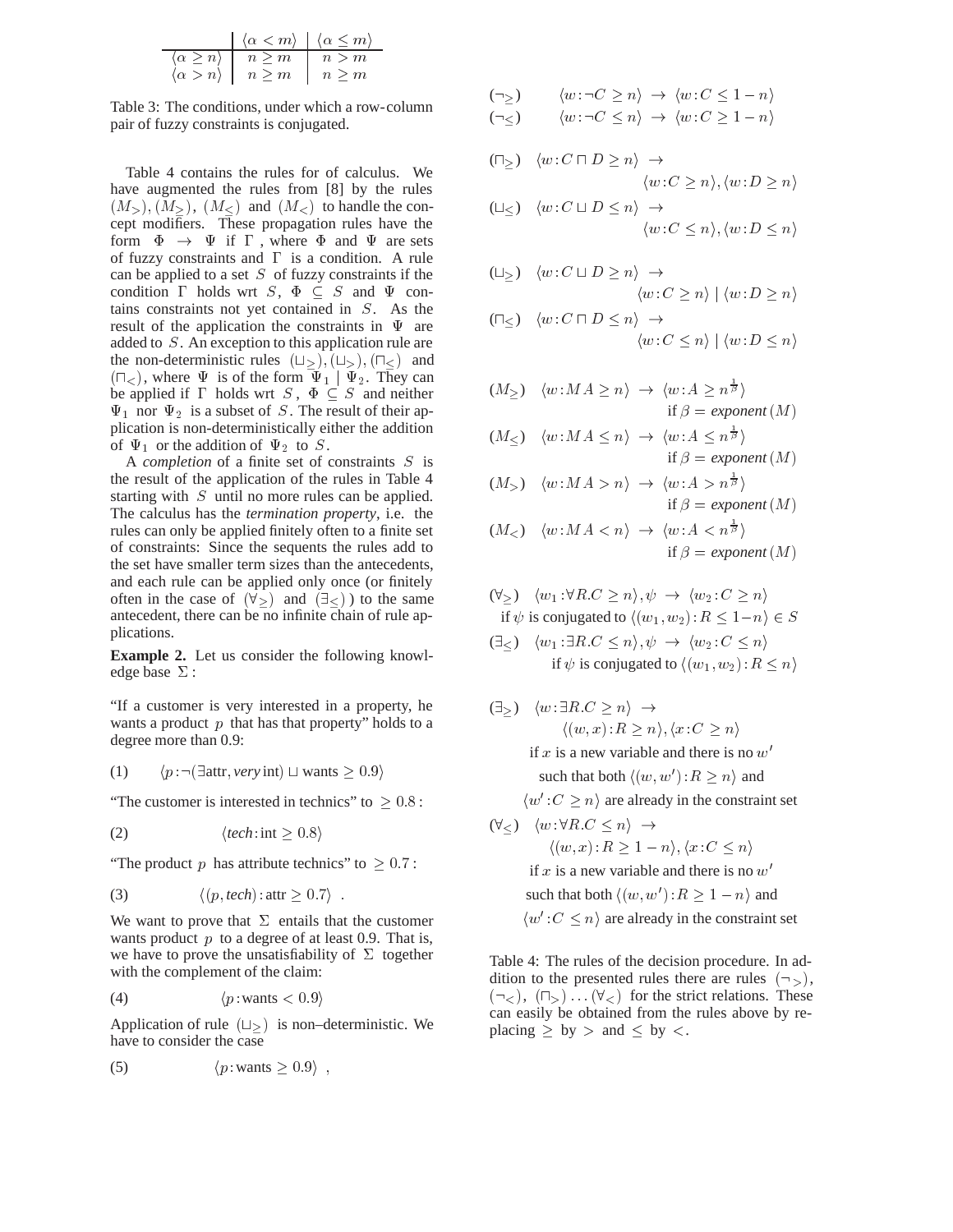| | $\langle \alpha < m \rangle$ | $\langle \alpha \leq m \rangle$ |
|---|---|---|
| $\langle \alpha \geq n \rangle$ | $n \geq m$ | $n > m$ |
| $\langle \alpha > n \rangle$ | $n \geq m$ | $n \geq m$ |

Table 3: The conditions, under which a row-column pair of fuzzy constraints is conjugated.

Table 4 contains the rules for of calculus. We have augmented the rules from [8] by the rules $(M_>), (M_\geq)$, $(M_\leq)$ and $(M_<)$ to handle the concept modifiers. These propagation rules have the form $\Phi \rightarrow \Psi$ if $\Gamma$ , where $\Phi$ and $\Psi$ are sets of fuzzy constraints and $\Gamma$ is a condition. A rule can be applied to a set $S$ of fuzzy constraints if the condition $\Gamma$ holds wrt $S$, $\Phi \subseteq S$ and $\Psi$ contains constraints not yet contained in $S$. As the result of the application the constraints in $\Psi$ are added to $S$. An exception to this application rule are the non-deterministic rules $(\sqcup_\geq), (\sqcup_>), (\sqcap_<)$ and $(\sqcap_<)$, where $\Psi$ is of the form $\Psi_1 \mid \Psi_2$. They can be applied if $\Gamma$ holds wrt $S$, $\Phi \subseteq S$ and neither $\Psi_1$ nor $\Psi_2$ is a subset of $S$. The result of their application is non-deterministically either the addition of $\Psi_1$ or the addition of $\Psi_2$ to $S$.

A *completion* of a finite set of constraints $S$ is the result of the application of the rules in Table 4 starting with $S$ until no more rules can be applied. The calculus has the *termination property*, i.e. the rules can only be applied finitely often to a finite set of constraints: Since the sequents the rules add to the set have smaller term sizes than the antecedents, and each rule can be applied only once (or finitely often in the case of $(\forall_\geq)$ and $(\exists_\leq)$ ) to the same antecedent, there can be no infinite chain of rule applications.

**Example 2.** Let us consider the following knowledge base $\Sigma$ :

"If a customer is very interested in a property, he wants a product $p$ that has that property" holds to a degree more than 0.9:

(1) $\langle p : \neg(\exists \text{attr}, \textit{very}\,\text{int}) \sqcup \text{wants} \geq 0.9 \rangle$

"The customer is interested in technics" to $\geq 0.8$ :

(2) $\langle \textit{tech} : \text{int} \geq 0.8 \rangle$

"The product $p$ has attribute technics" to $\geq 0.7$ :

(3) $\langle (p, \textit{tech}) : \text{attr} \geq 0.7 \rangle$ .

We want to prove that $\Sigma$ entails that the customer wants product $p$ to a degree of at least 0.9. That is, we have to prove the unsatisfiability of $\Sigma$ together with the complement of the claim:

(4) $\langle p : \text{wants} < 0.9 \rangle$

Application of rule $(\sqcup_\geq)$ is non–deterministic. We have to consider the case

(5) $\langle p : \text{wants} \geq 0.9 \rangle$ ,

$(\neg_\geq)$ $\quad \langle w : \neg C \geq n \rangle \rightarrow \langle w : C \leq 1 - n \rangle$

$(\neg_\leq)$ $\quad \langle w : \neg C \leq n \rangle \rightarrow \langle w : C \geq 1 - n \rangle$

$(\sqcap_\geq)$ $\quad \langle w : C \sqcap D \geq n \rangle \rightarrow \langle w : C \geq n \rangle, \langle w : D \geq n \rangle$

$(\sqcup_\leq)$ $\quad \langle w : C \sqcup D \leq n \rangle \rightarrow \langle w : C \leq n \rangle, \langle w : D \leq n \rangle$

$(\sqcup_\geq)$ $\quad \langle w : C \sqcup D \geq n \rangle \rightarrow \langle w : C \geq n \rangle \mid \langle w : D \geq n \rangle$

$(\sqcap_\leq)$ $\quad \langle w : C \sqcap D \leq n \rangle \rightarrow \langle w : C \leq n \rangle \mid \langle w : D \leq n \rangle$

$(M_\geq)$ $\quad \langle w : M\,A \geq n \rangle \rightarrow \langle w : A \geq n^{\frac{1}{\beta}} \rangle$ if $\beta = \textit{exponent}(M)$

$(M_\leq)$ $\quad \langle w : M\,A \leq n \rangle \rightarrow \langle w : A \leq n^{\frac{1}{\beta}} \rangle$ if $\beta = \textit{exponent}(M)$

$(M_>)$ $\quad \langle w : M\,A > n \rangle \rightarrow \langle w : A > n^{\frac{1}{\beta}} \rangle$ if $\beta = \textit{exponent}(M)$

$(M_<)$ $\quad \langle w : M\,A < n \rangle \rightarrow \langle w : A < n^{\frac{1}{\beta}} \rangle$ if $\beta = \textit{exponent}(M)$

$(\forall_\geq)$ $\quad \langle w_1 : \forall R.C \geq n \rangle, \psi \rightarrow \langle w_2 : C \geq n \rangle$ if $\psi$ is conjugated to $\langle (w_1, w_2) : R \leq 1 - n \rangle \in S$

$(\exists_\leq)$ $\quad \langle w_1 : \exists R.C \leq n \rangle, \psi \rightarrow \langle w_2 : C \leq n \rangle$ if $\psi$ is conjugated to $\langle (w_1, w_2) : R \leq n \rangle$

$(\exists_\geq)$ $\quad \langle w : \exists R.C \geq n \rangle \rightarrow \langle (w, x) : R \geq n \rangle, \langle x : C \geq n \rangle$ if $x$ is a new variable and there is no $w'$ such that both $\langle (w, w') : R \geq n \rangle$ and $\langle w' : C \geq n \rangle$ are already in the constraint set

$(\forall_\leq)$ $\quad \langle w : \forall R.C \leq n \rangle \rightarrow \langle (w, x) : R \geq 1 - n \rangle, \langle x : C \leq n \rangle$ if $x$ is a new variable and there is no $w'$ such that both $\langle (w, w') : R \geq 1 - n \rangle$ and $\langle w' : C \leq n \rangle$ are already in the constraint set

Table 4: The rules of the decision procedure. In addition to the presented rules there are rules $(\neg_>)$, $(\neg_<)$, $(\sqcap_>) \ldots (\forall_<)$ for the strict relations. These can easily be obtained from the rules above by replacing $\geq$ by $>$ and $\leq$ by $<$.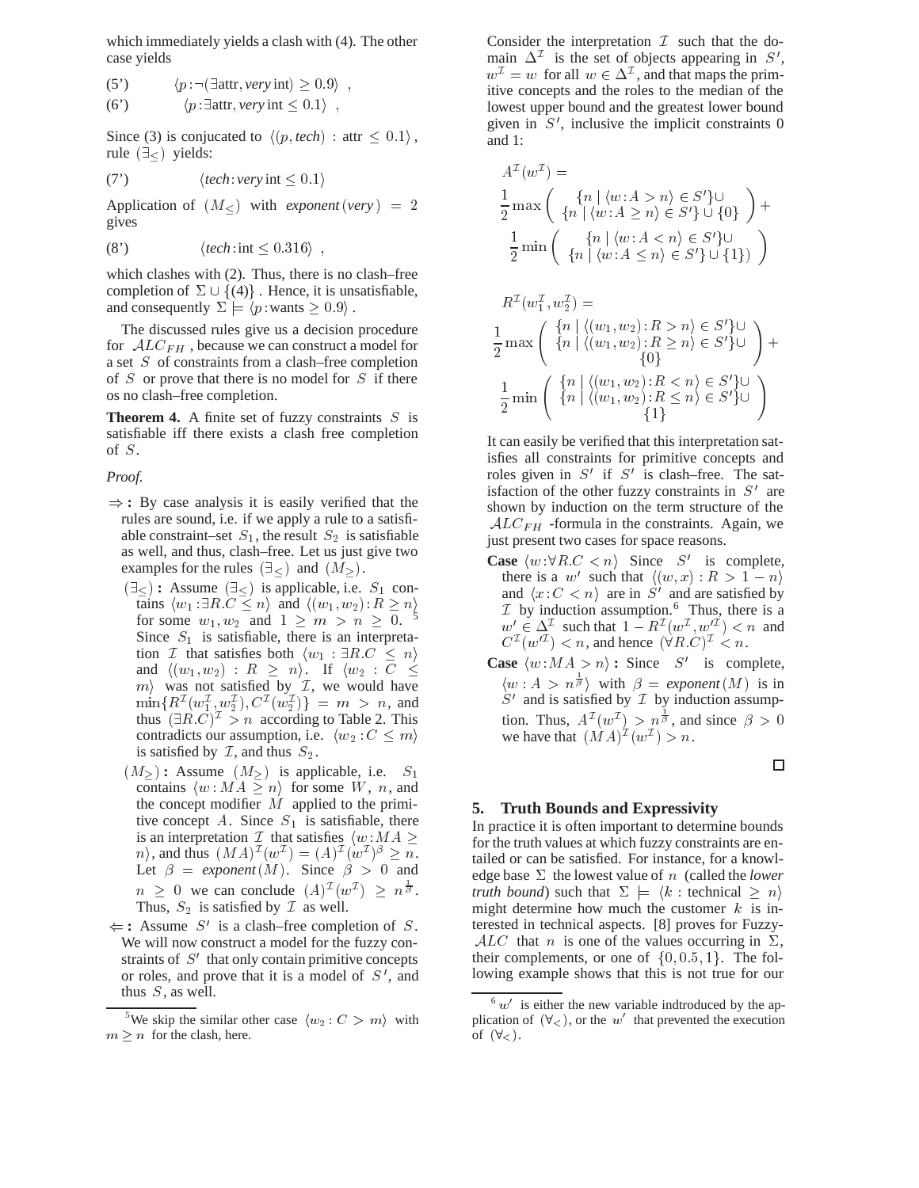which immediately yields a clash with (4). The other case yields

(5') $\langle p : \neg(\exists \text{attr}, \textit{very}\, \text{int}) \geq 0.9 \rangle$ ,

(6') $\langle p : \exists \text{attr}, \textit{very}\, \text{int} \leq 0.1 \rangle$ ,

Since (3) is conjucated to $\langle (p, \textit{tech}) : \text{attr} \leq 0.1 \rangle$, rule $(\exists_{\leq})$ yields:

(7') $\langle \textit{tech} : \textit{very}\, \text{int} \leq 0.1 \rangle$

Application of $(M_{\leq})$ with $\textit{exponent}(\textit{very}) = 2$ gives

(8') $\langle \textit{tech} : \text{int} \leq 0.316 \rangle$ ,

which clashes with (2). Thus, there is no clash–free completion of $\Sigma \cup \{(4)\}$. Hence, it is unsatisfiable, and consequently $\Sigma \models \langle p : \text{wants} \geq 0.9 \rangle$.

The discussed rules give us a decision procedure for $\mathcal{ALC}_{FH}$, because we can construct a model for a set $S$ of constraints from a clash–free completion of $S$ or prove that there is no model for $S$ if there os no clash–free completion.

**Theorem 4.** A finite set of fuzzy constraints $S$ is satisfiable iff there exists a clash free completion of $S$.

*Proof.*

- $\Rightarrow$**:** By case analysis it is easily verified that the rules are sound, i.e. if we apply a rule to a satisfiable constraint–set $S_1$, the result $S_2$ is satisfiable as well, and thus, clash–free. Let us just give two examples for the rules $(\exists_{\leq})$ and $(M_{\geq})$.
  - $(\exists_{\leq})$**:** Assume $(\exists_{\leq})$ is applicable, i.e. $S_1$ contains $\langle w_1 : \exists R.C \leq n \rangle$ and $\langle (w_1, w_2) : R \geq n \rangle$ for some $w_1, w_2$ and $1 \geq m > n \geq 0$. [5] Since $S_1$ is satisfiable, there is an interpretation $\mathcal{I}$ that satisfies both $\langle w_1 : \exists R.C \leq n \rangle$ and $\langle (w_1, w_2) : R \geq n \rangle$. If $\langle w_2 : C \leq m \rangle$ was not satisfied by $\mathcal{I}$, we would have $\min\{R^{\mathcal{I}}(w_1^{\mathcal{I}}, w_2^{\mathcal{I}}), C^{\mathcal{I}}(w_2^{\mathcal{I}})\} = m > n$, and thus $(\exists R.C)^{\mathcal{I}} > n$ according to Table 2. This contradicts our assumption, i.e. $\langle w_2 : C \leq m \rangle$ is satisfied by $\mathcal{I}$, and thus $S_2$.
  - $(M_{\geq})$**:** Assume $(M_{\geq})$ is applicable, i.e. $S_1$ contains $\langle w : MA \geq n \rangle$ for some $W$, $n$, and the concept modifier $M$ applied to the primitive concept $A$. Since $S_1$ is satisfiable, there is an interpretation $\mathcal{I}$ that satisfies $\langle w : MA \geq n \rangle$, and thus $(MA)^{\mathcal{I}}(w^{\mathcal{I}}) = (A)^{\mathcal{I}}(w^{\mathcal{I}})^{\beta} \geq n$. Let $\beta = \textit{exponent}(M)$. Since $\beta > 0$ and $n \geq 0$ we can conclude $(A)^{\mathcal{I}}(w^{\mathcal{I}}) \geq n^{\frac{1}{\beta}}$. Thus, $S_2$ is satisfied by $\mathcal{I}$ as well.
- $\Leftarrow$**:** Assume $S'$ is a clash–free completion of $S$. We will now construct a model for the fuzzy constraints of $S'$ that only contain primitive concepts or roles, and prove that it is a model of $S'$, and thus $S$, as well.

Consider the interpretation $\mathcal{I}$ such that the domain $\Delta^{\mathcal{I}}$ is the set of objects appearing in $S'$, $w^{\mathcal{I}} = w$ for all $w \in \Delta^{\mathcal{I}}$, and that maps the primitive concepts and the roles to the median of the lowest upper bound and the greatest lower bound given in $S'$, inclusive the implicit constraints 0 and 1:

$$
\begin{aligned}
&A^{\mathcal{I}}(w^{\mathcal{I}}) = \\
&\frac{1}{2}\max\left( \begin{array}{c} \{n \mid \langle w : A > n \rangle \in S'\} \cup \\ \{n \mid \langle w : A \geq n \rangle \in S'\} \cup \{0\} \end{array} \right) + \\
&\frac{1}{2}\min\left( \begin{array}{c} \{n \mid \langle w : A < n \rangle \in S'\} \cup \\ \{n \mid \langle w : A \leq n \rangle \in S'\} \cup \{1\}) \end{array} \right)
\end{aligned}
$$

$$
\begin{aligned}
&R^{\mathcal{I}}(w_1^{\mathcal{I}}, w_2^{\mathcal{I}}) = \\
&\frac{1}{2}\max\left( \begin{array}{c} \{n \mid \langle (w_1, w_2) : R > n \rangle \in S'\} \cup \\ \{n \mid \langle (w_1, w_2) : R \geq n \rangle \in S'\} \cup \\ \{0\} \end{array} \right) + \\
&\frac{1}{2}\min\left( \begin{array}{c} \{n \mid \langle (w_1, w_2) : R < n \rangle \in S'\} \cup \\ \{n \mid \langle (w_1, w_2) : R \leq n \rangle \in S'\} \cup \\ \{1\} \end{array} \right)
\end{aligned}
$$

It can easily be verified that this interpretation satisfies all constraints for primitive concepts and roles given in $S'$ if $S'$ is clash–free. The satisfaction of the other fuzzy constraints in $S'$ are shown by induction on the term structure of the $\mathcal{ALC}_{FH}$ -formula in the constraints. Again, we just present two cases for space reasons.

**Case** $\langle w : \forall R.C < n \rangle$ Since $S'$ is complete, there is a $w'$ such that $\langle (w, x) : R > 1 - n \rangle$ and $\langle x : C < n \rangle$ are in $S'$ and are satisfied by $\mathcal{I}$ by induction assumption.[6] Thus, there is a $w' \in \Delta^{\mathcal{I}}$ such that $1 - R^{\mathcal{I}}(w^{\mathcal{I}}, w'^{\mathcal{I}}) < n$ and $C^{\mathcal{I}}(w'^{\mathcal{I}}) < n$, and hence $(\forall R.C)^{\mathcal{I}} < n$.

**Case** $\langle w : MA > n \rangle$**:** Since $S'$ is complete, $\langle w : A > n^{\frac{1}{\beta}} \rangle$ with $\beta = \textit{exponent}(M)$ is in $S'$ and is satisfied by $\mathcal{I}$ by induction assumption. Thus, $A^{\mathcal{I}}(w^{\mathcal{I}}) > n^{\frac{1}{\beta}}$, and since $\beta > 0$ we have that $(MA)^{\mathcal{I}}(w^{\mathcal{I}}) > n$.

□

## 5. Truth Bounds and Expressivity

In practice it is often important to determine bounds for the truth values at which fuzzy constraints are entailed or can be satisfied. For instance, for a knowledge base $\Sigma$ the lowest value of $n$ (called the *lower truth bound*) such that $\Sigma \models \langle k : \text{technical} \geq n \rangle$ might determine how much the customer $k$ is interested in technical aspects. [8] proves for Fuzzy-$\mathcal{ALC}$ that $n$ is one of the values occurring in $\Sigma$, their complements, or one of $\{0, 0.5, 1\}$. The following example shows that this is not true for our

[5] We skip the similar other case $\langle w_2 : C > m \rangle$ with $m \geq n$ for the clash, here.

[6] $w'$ is either the new variable indtroduced by the application of $(\forall_{<})$, or the $w'$ that prevented the execution of $(\forall_{<})$.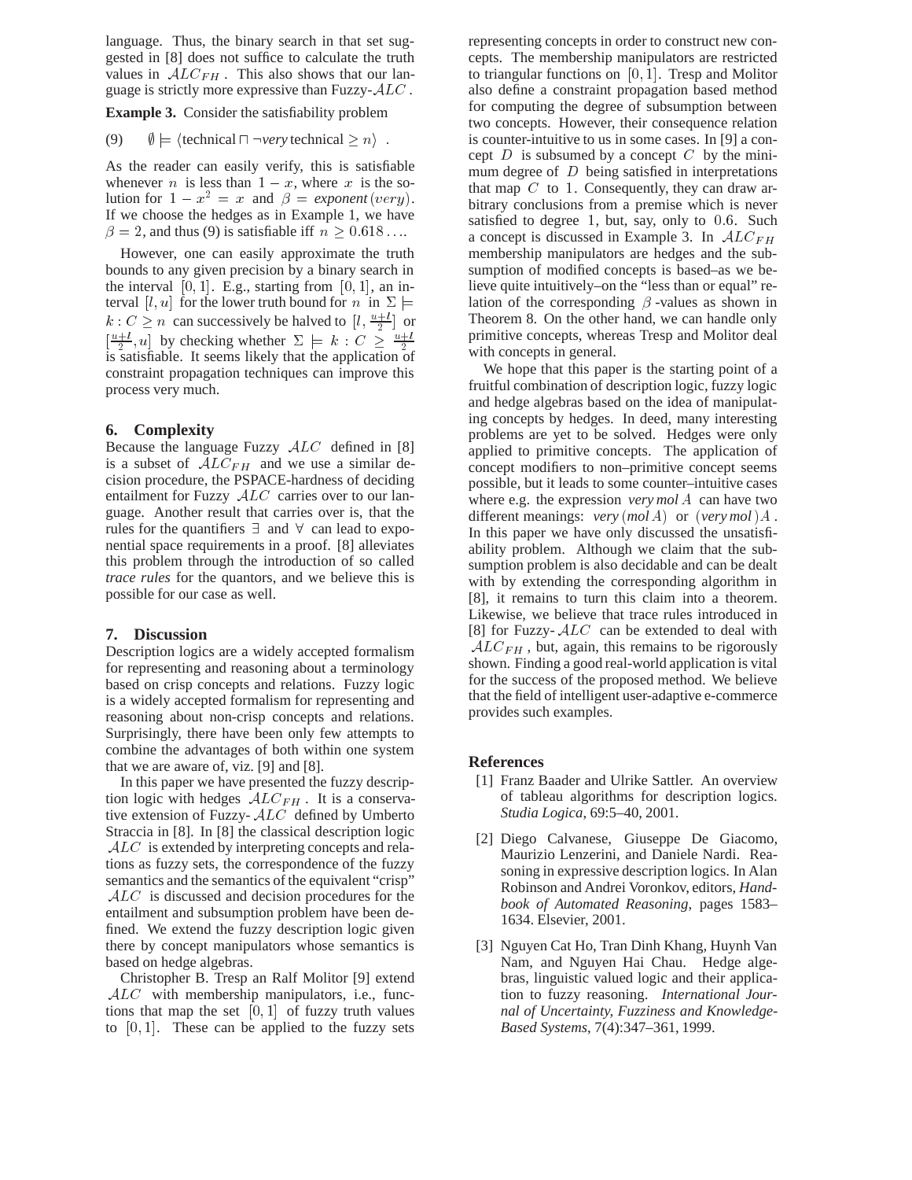language. Thus, the binary search in that set suggested in [8] does not suffice to calculate the truth values in $\mathcal{ALC}_{FH}$. This also shows that our language is strictly more expressive than Fuzzy-$\mathcal{ALC}$.

**Example 3.** Consider the satisfiability problem

(9) $\quad \emptyset \models \langle \text{technical} \sqcap \neg \textit{very}\, \text{technical} \geq n \rangle$ .

As the reader can easily verify, this is satisfiable whenever $n$ is less than $1 - x$, where $x$ is the solution for $1 - x^2 = x$ and $\beta = \textit{exponent}(very)$. If we choose the hedges as in Example 1, we have $\beta = 2$, and thus (9) is satisfiable iff $n \geq 0.618\ldots$.

However, one can easily approximate the truth bounds to any given precision by a binary search in the interval $[0, 1]$. E.g., starting from $[0, 1]$, an interval $[l, u]$ for the lower truth bound for $n$ in $\Sigma \models k : C \geq n$ can successively be halved to $[l, \frac{u+l}{2}]$ or $[\frac{u+l}{2}, u]$ by checking whether $\Sigma \models k : C \geq \frac{u+l}{2}$ is satisfiable. It seems likely that the application of constraint propagation techniques can improve this process very much.

## 6. Complexity

Because the language Fuzzy $\mathcal{ALC}$ defined in [8] is a subset of $\mathcal{ALC}_{FH}$ and we use a similar decision procedure, the PSPACE-hardness of deciding entailment for Fuzzy $\mathcal{ALC}$ carries over to our language. Another result that carries over is, that the rules for the quantifiers $\exists$ and $\forall$ can lead to exponential space requirements in a proof. [8] alleviates this problem through the introduction of so called *trace rules* for the quantors, and we believe this is possible for our case as well.

## 7. Discussion

Description logics are a widely accepted formalism for representing and reasoning about a terminology based on crisp concepts and relations. Fuzzy logic is a widely accepted formalism for representing and reasoning about non-crisp concepts and relations. Surprisingly, there have been only few attempts to combine the advantages of both within one system that we are aware of, viz. [9] and [8].

In this paper we have presented the fuzzy description logic with hedges $\mathcal{ALC}_{FH}$. It is a conservative extension of Fuzzy-$\mathcal{ALC}$ defined by Umberto Straccia in [8]. In [8] the classical description logic $\mathcal{ALC}$ is extended by interpreting concepts and relations as fuzzy sets, the correspondence of the fuzzy semantics and the semantics of the equivalent "crisp" $\mathcal{ALC}$ is discussed and decision procedures for the entailment and subsumption problem have been defined. We extend the fuzzy description logic given there by concept manipulators whose semantics is based on hedge algebras.

Christopher B. Tresp an Ralf Molitor [9] extend $\mathcal{ALC}$ with membership manipulators, i.e., functions that map the set $[0, 1]$ of fuzzy truth values to $[0, 1]$. These can be applied to the fuzzy sets representing concepts in order to construct new concepts. The membership manipulators are restricted to triangular functions on $[0, 1]$. Tresp and Molitor also define a constraint propagation based method for computing the degree of subsumption between two concepts. However, their consequence relation is counter-intuitive to us in some cases. In [9] a concept $D$ is subsumed by a concept $C$ by the minimum degree of $D$ being satisfied in interpretations that map $C$ to 1. Consequently, they can draw arbitrary conclusions from a premise which is never satisfied to degree 1, but, say, only to 0.6. Such a concept is discussed in Example 3. In $\mathcal{ALC}_{FH}$ membership manipulators are hedges and the subsumption of modified concepts is based–as we believe quite intuitively–on the "less than or equal" relation of the corresponding $\beta$-values as shown in Theorem 8. On the other hand, we can handle only primitive concepts, whereas Tresp and Molitor deal with concepts in general.

We hope that this paper is the starting point of a fruitful combination of description logic, fuzzy logic and hedge algebras based on the idea of manipulating concepts by hedges. In deed, many interesting problems are yet to be solved. Hedges were only applied to primitive concepts. The application of concept modifiers to non–primitive concept seems possible, but it leads to some counter–intuitive cases where e.g. the expression *very mol* $A$ can have two different meanings: *very* (*mol* $A$) or (*very mol*) $A$. In this paper we have only discussed the unsatisfiability problem. Although we claim that the subsumption problem is also decidable and can be dealt with by extending the corresponding algorithm in [8], it remains to turn this claim into a theorem. Likewise, we believe that trace rules introduced in [8] for Fuzzy-$\mathcal{ALC}$ can be extended to deal with $\mathcal{ALC}_{FH}$, but, again, this remains to be rigorously shown. Finding a good real-world application is vital for the success of the proposed method. We believe that the field of intelligent user-adaptive e-commerce provides such examples.

## References

[1] Franz Baader and Ulrike Sattler. An overview of tableau algorithms for description logics. *Studia Logica*, 69:5–40, 2001.

[2] Diego Calvanese, Giuseppe De Giacomo, Maurizio Lenzerini, and Daniele Nardi. Reasoning in expressive description logics. In Alan Robinson and Andrei Voronkov, editors, *Handbook of Automated Reasoning*, pages 1583–1634. Elsevier, 2001.

[3] Nguyen Cat Ho, Tran Dinh Khang, Huynh Van Nam, and Nguyen Hai Chau. Hedge algebras, linguistic valued logic and their application to fuzzy reasoning. *International Journal of Uncertainty, Fuzziness and Knowledge-Based Systems*, 7(4):347–361, 1999.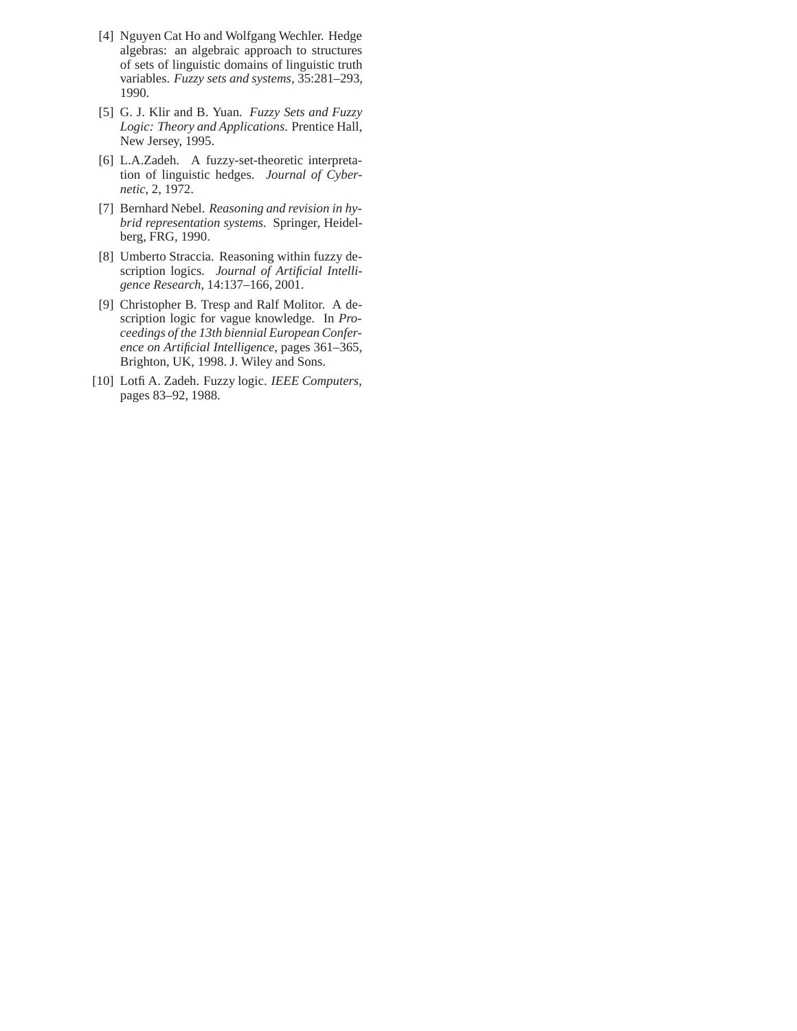[4] Nguyen Cat Ho and Wolfgang Wechler. Hedge algebras: an algebraic approach to structures of sets of linguistic domains of linguistic truth variables. *Fuzzy sets and systems*, 35:281–293, 1990.

[5] G. J. Klir and B. Yuan. *Fuzzy Sets and Fuzzy Logic: Theory and Applications*. Prentice Hall, New Jersey, 1995.

[6] L.A.Zadeh. A fuzzy-set-theoretic interpretation of linguistic hedges. *Journal of Cybernetic*, 2, 1972.

[7] Bernhard Nebel. *Reasoning and revision in hybrid representation systems*. Springer, Heidelberg, FRG, 1990.

[8] Umberto Straccia. Reasoning within fuzzy description logics. *Journal of Artificial Intelligence Research*, 14:137–166, 2001.

[9] Christopher B. Tresp and Ralf Molitor. A description logic for vague knowledge. In *Proceedings of the 13th biennial European Conference on Artificial Intelligence*, pages 361–365, Brighton, UK, 1998. J. Wiley and Sons.

[10] Lotfi A. Zadeh. Fuzzy logic. *IEEE Computers*, pages 83–92, 1988.